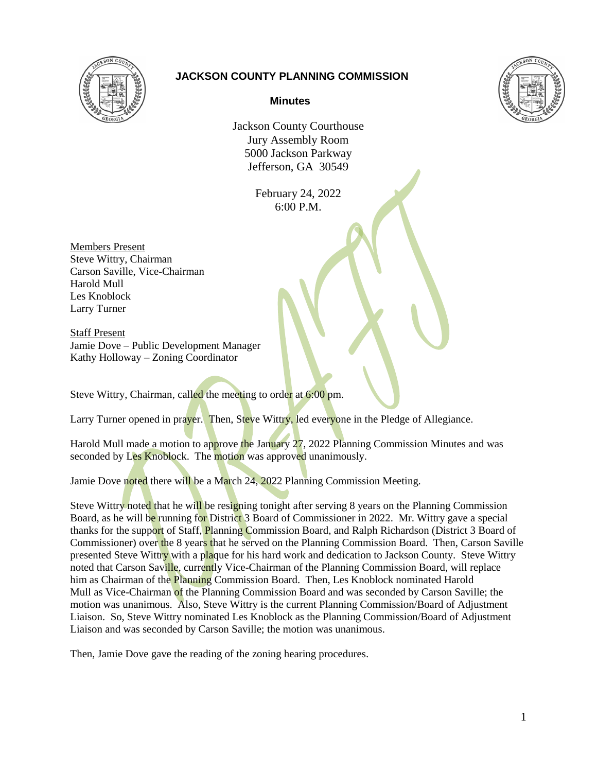# JACKSON COUNTY PLANNING COMMISSION

**Minutes**

Jackson County Courthouse
Jury Assembly Room
5000 Jackson Parkway
Jefferson, GA 30549

February 24, 2022
6:00 P.M.

Members Present
Steve Wittry, Chairman
Carson Saville, Vice-Chairman
Harold Mull
Les Knoblock
Larry Turner

Staff Present
Jamie Dove – Public Development Manager
Kathy Holloway – Zoning Coordinator

Steve Wittry, Chairman, called the meeting to order at 6:00 pm.

Larry Turner opened in prayer. Then, Steve Wittry, led everyone in the Pledge of Allegiance.

Harold Mull made a motion to approve the January 27, 2022 Planning Commission Minutes and was seconded by Les Knoblock. The motion was approved unanimously.

Jamie Dove noted there will be a March 24, 2022 Planning Commission Meeting.

Steve Wittry noted that he will be resigning tonight after serving 8 years on the Planning Commission Board, as he will be running for District 3 Board of Commissioner in 2022. Mr. Wittry gave a special thanks for the support of Staff, Planning Commission Board, and Ralph Richardson (District 3 Board of Commissioner) over the 8 years that he served on the Planning Commission Board. Then, Carson Saville presented Steve Wittry with a plaque for his hard work and dedication to Jackson County. Steve Wittry noted that Carson Saville, currently Vice-Chairman of the Planning Commission Board, will replace him as Chairman of the Planning Commission Board. Then, Les Knoblock nominated Harold Mull as Vice-Chairman of the Planning Commission Board and was seconded by Carson Saville; the motion was unanimous. Also, Steve Wittry is the current Planning Commission/Board of Adjustment Liaison. So, Steve Wittry nominated Les Knoblock as the Planning Commission/Board of Adjustment Liaison and was seconded by Carson Saville; the motion was unanimous.

Then, Jamie Dove gave the reading of the zoning hearing procedures.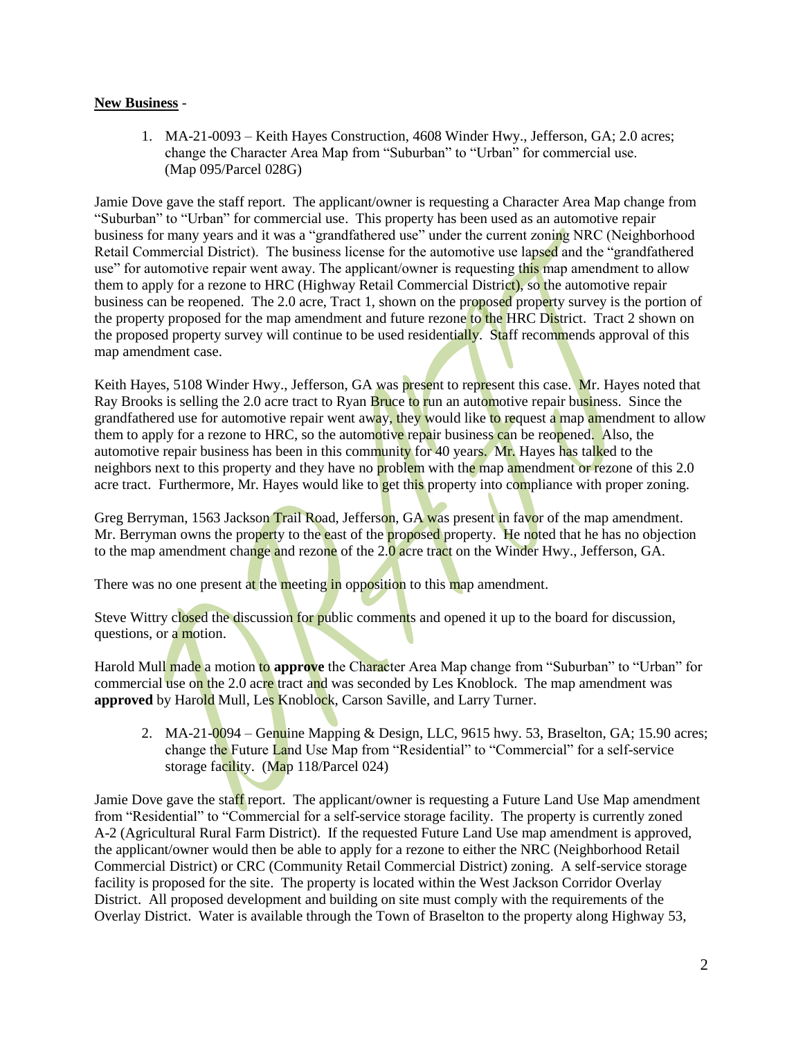**New Business** -

1. MA-21-0093 – Keith Hayes Construction, 4608 Winder Hwy., Jefferson, GA; 2.0 acres; change the Character Area Map from "Suburban" to "Urban" for commercial use. (Map 095/Parcel 028G)

Jamie Dove gave the staff report. The applicant/owner is requesting a Character Area Map change from "Suburban" to "Urban" for commercial use. This property has been used as an automotive repair business for many years and it was a "grandfathered use" under the current zoning NRC (Neighborhood Retail Commercial District). The business license for the automotive use lapsed and the "grandfathered use" for automotive repair went away. The applicant/owner is requesting this map amendment to allow them to apply for a rezone to HRC (Highway Retail Commercial District), so the automotive repair business can be reopened. The 2.0 acre, Tract 1, shown on the proposed property survey is the portion of the property proposed for the map amendment and future rezone to the HRC District. Tract 2 shown on the proposed property survey will continue to be used residentially. Staff recommends approval of this map amendment case.

Keith Hayes, 5108 Winder Hwy., Jefferson, GA was present to represent this case. Mr. Hayes noted that Ray Brooks is selling the 2.0 acre tract to Ryan Bruce to run an automotive repair business. Since the grandfathered use for automotive repair went away, they would like to request a map amendment to allow them to apply for a rezone to HRC, so the automotive repair business can be reopened. Also, the automotive repair business has been in this community for 40 years. Mr. Hayes has talked to the neighbors next to this property and they have no problem with the map amendment or rezone of this 2.0 acre tract. Furthermore, Mr. Hayes would like to get this property into compliance with proper zoning.

Greg Berryman, 1563 Jackson Trail Road, Jefferson, GA was present in favor of the map amendment. Mr. Berryman owns the property to the east of the proposed property. He noted that he has no objection to the map amendment change and rezone of the 2.0 acre tract on the Winder Hwy., Jefferson, GA.

There was no one present at the meeting in opposition to this map amendment.

Steve Wittry closed the discussion for public comments and opened it up to the board for discussion, questions, or a motion.

Harold Mull made a motion to **approve** the Character Area Map change from "Suburban" to "Urban" for commercial use on the 2.0 acre tract and was seconded by Les Knoblock. The map amendment was **approved** by Harold Mull, Les Knoblock, Carson Saville, and Larry Turner.

2. MA-21-0094 – Genuine Mapping & Design, LLC, 9615 hwy. 53, Braselton, GA; 15.90 acres; change the Future Land Use Map from "Residential" to "Commercial" for a self-service storage facility. (Map 118/Parcel 024)

Jamie Dove gave the staff report. The applicant/owner is requesting a Future Land Use Map amendment from "Residential" to "Commercial for a self-service storage facility. The property is currently zoned A-2 (Agricultural Rural Farm District). If the requested Future Land Use map amendment is approved, the applicant/owner would then be able to apply for a rezone to either the NRC (Neighborhood Retail Commercial District) or CRC (Community Retail Commercial District) zoning. A self-service storage facility is proposed for the site. The property is located within the West Jackson Corridor Overlay District. All proposed development and building on site must comply with the requirements of the Overlay District. Water is available through the Town of Braselton to the property along Highway 53,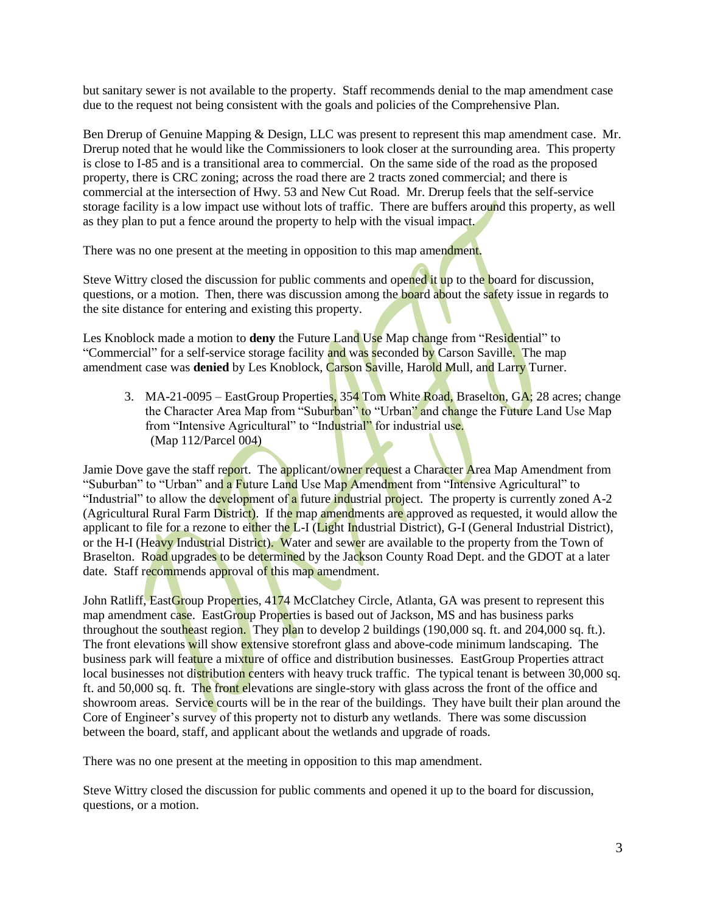but sanitary sewer is not available to the property. Staff recommends denial to the map amendment case due to the request not being consistent with the goals and policies of the Comprehensive Plan.

Ben Drerup of Genuine Mapping & Design, LLC was present to represent this map amendment case. Mr. Drerup noted that he would like the Commissioners to look closer at the surrounding area. This property is close to I-85 and is a transitional area to commercial. On the same side of the road as the proposed property, there is CRC zoning; across the road there are 2 tracts zoned commercial; and there is commercial at the intersection of Hwy. 53 and New Cut Road. Mr. Drerup feels that the self-service storage facility is a low impact use without lots of traffic. There are buffers around this property, as well as they plan to put a fence around the property to help with the visual impact.

There was no one present at the meeting in opposition to this map amendment.

Steve Wittry closed the discussion for public comments and opened it up to the board for discussion, questions, or a motion. Then, there was discussion among the board about the safety issue in regards to the site distance for entering and existing this property.

Les Knoblock made a motion to **deny** the Future Land Use Map change from "Residential" to "Commercial" for a self-service storage facility and was seconded by Carson Saville. The map amendment case was **denied** by Les Knoblock, Carson Saville, Harold Mull, and Larry Turner.

3. MA-21-0095 – EastGroup Properties, 354 Tom White Road, Braselton, GA; 28 acres; change the Character Area Map from "Suburban" to "Urban" and change the Future Land Use Map from "Intensive Agricultural" to "Industrial" for industrial use.
   (Map 112/Parcel 004)

Jamie Dove gave the staff report. The applicant/owner request a Character Area Map Amendment from "Suburban" to "Urban" and a Future Land Use Map Amendment from "Intensive Agricultural" to "Industrial" to allow the development of a future industrial project. The property is currently zoned A-2 (Agricultural Rural Farm District). If the map amendments are approved as requested, it would allow the applicant to file for a rezone to either the L-I (Light Industrial District), G-I (General Industrial District), or the H-I (Heavy Industrial District). Water and sewer are available to the property from the Town of Braselton. Road upgrades to be determined by the Jackson County Road Dept. and the GDOT at a later date. Staff recommends approval of this map amendment.

John Ratliff, EastGroup Properties, 4174 McClatchey Circle, Atlanta, GA was present to represent this map amendment case. EastGroup Properties is based out of Jackson, MS and has business parks throughout the southeast region. They plan to develop 2 buildings (190,000 sq. ft. and 204,000 sq. ft.). The front elevations will show extensive storefront glass and above-code minimum landscaping. The business park will feature a mixture of office and distribution businesses. EastGroup Properties attract local businesses not distribution centers with heavy truck traffic. The typical tenant is between 30,000 sq. ft. and 50,000 sq. ft. The front elevations are single-story with glass across the front of the office and showroom areas. Service courts will be in the rear of the buildings. They have built their plan around the Core of Engineer's survey of this property not to disturb any wetlands. There was some discussion between the board, staff, and applicant about the wetlands and upgrade of roads.

There was no one present at the meeting in opposition to this map amendment.

Steve Wittry closed the discussion for public comments and opened it up to the board for discussion, questions, or a motion.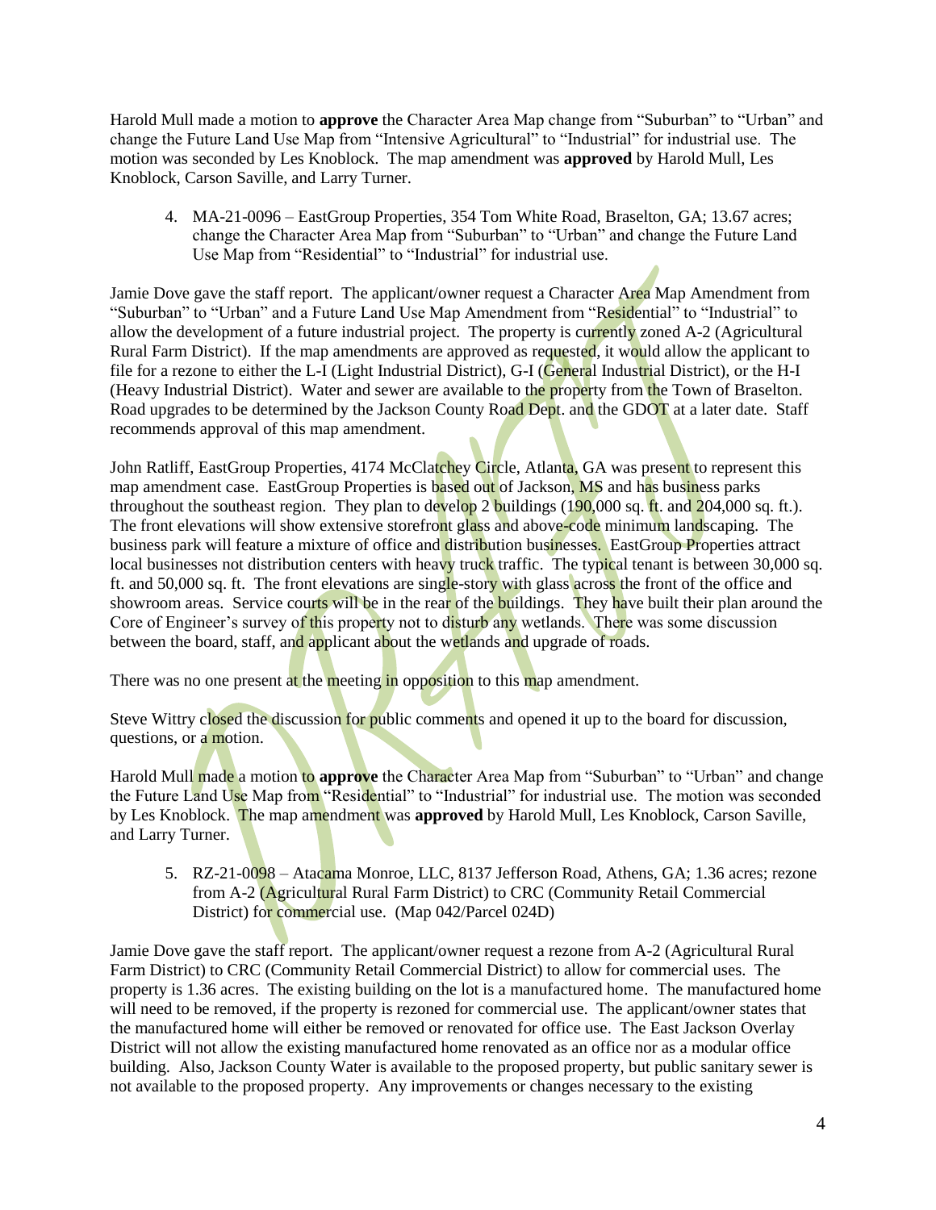Harold Mull made a motion to **approve** the Character Area Map change from "Suburban" to "Urban" and change the Future Land Use Map from "Intensive Agricultural" to "Industrial" for industrial use. The motion was seconded by Les Knoblock. The map amendment was **approved** by Harold Mull, Les Knoblock, Carson Saville, and Larry Turner.

4. MA-21-0096 – EastGroup Properties, 354 Tom White Road, Braselton, GA; 13.67 acres; change the Character Area Map from "Suburban" to "Urban" and change the Future Land Use Map from "Residential" to "Industrial" for industrial use.

Jamie Dove gave the staff report. The applicant/owner request a Character Area Map Amendment from "Suburban" to "Urban" and a Future Land Use Map Amendment from "Residential" to "Industrial" to allow the development of a future industrial project. The property is currently zoned A-2 (Agricultural Rural Farm District). If the map amendments are approved as requested, it would allow the applicant to file for a rezone to either the L-I (Light Industrial District), G-I (General Industrial District), or the H-I (Heavy Industrial District). Water and sewer are available to the property from the Town of Braselton. Road upgrades to be determined by the Jackson County Road Dept. and the GDOT at a later date. Staff recommends approval of this map amendment.

John Ratliff, EastGroup Properties, 4174 McClatchey Circle, Atlanta, GA was present to represent this map amendment case. EastGroup Properties is based out of Jackson, MS and has business parks throughout the southeast region. They plan to develop 2 buildings (190,000 sq. ft. and 204,000 sq. ft.). The front elevations will show extensive storefront glass and above-code minimum landscaping. The business park will feature a mixture of office and distribution businesses. EastGroup Properties attract local businesses not distribution centers with heavy truck traffic. The typical tenant is between 30,000 sq. ft. and 50,000 sq. ft. The front elevations are single-story with glass across the front of the office and showroom areas. Service courts will be in the rear of the buildings. They have built their plan around the Core of Engineer's survey of this property not to disturb any wetlands. There was some discussion between the board, staff, and applicant about the wetlands and upgrade of roads.

There was no one present at the meeting in opposition to this map amendment.

Steve Wittry closed the discussion for public comments and opened it up to the board for discussion, questions, or a motion.

Harold Mull made a motion to **approve** the Character Area Map from "Suburban" to "Urban" and change the Future Land Use Map from "Residential" to "Industrial" for industrial use. The motion was seconded by Les Knoblock. The map amendment was **approved** by Harold Mull, Les Knoblock, Carson Saville, and Larry Turner.

5. RZ-21-0098 – Atacama Monroe, LLC, 8137 Jefferson Road, Athens, GA; 1.36 acres; rezone from A-2 (Agricultural Rural Farm District) to CRC (Community Retail Commercial District) for commercial use. (Map 042/Parcel 024D)

Jamie Dove gave the staff report. The applicant/owner request a rezone from A-2 (Agricultural Rural Farm District) to CRC (Community Retail Commercial District) to allow for commercial uses. The property is 1.36 acres. The existing building on the lot is a manufactured home. The manufactured home will need to be removed, if the property is rezoned for commercial use. The applicant/owner states that the manufactured home will either be removed or renovated for office use. The East Jackson Overlay District will not allow the existing manufactured home renovated as an office nor as a modular office building. Also, Jackson County Water is available to the proposed property, but public sanitary sewer is not available to the proposed property. Any improvements or changes necessary to the existing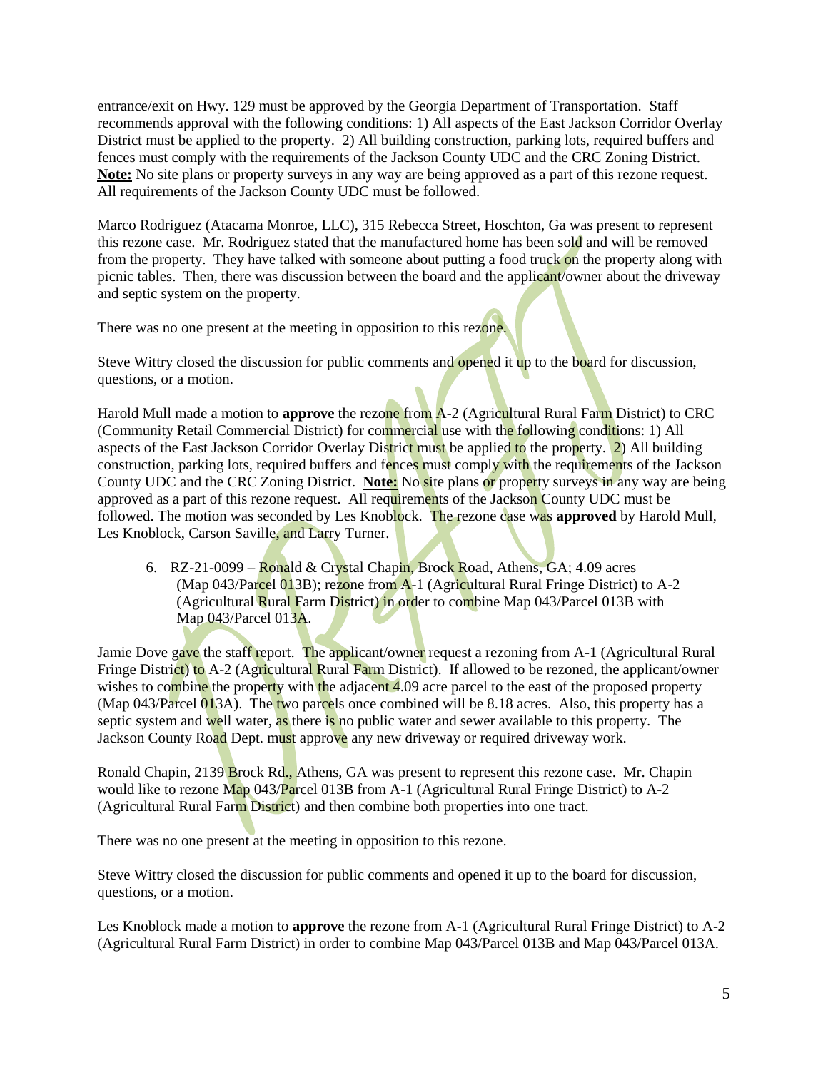entrance/exit on Hwy. 129 must be approved by the Georgia Department of Transportation. Staff recommends approval with the following conditions: 1) All aspects of the East Jackson Corridor Overlay District must be applied to the property. 2) All building construction, parking lots, required buffers and fences must comply with the requirements of the Jackson County UDC and the CRC Zoning District. **Note:** No site plans or property surveys in any way are being approved as a part of this rezone request. All requirements of the Jackson County UDC must be followed.

Marco Rodriguez (Atacama Monroe, LLC), 315 Rebecca Street, Hoschton, Ga was present to represent this rezone case. Mr. Rodriguez stated that the manufactured home has been sold and will be removed from the property. They have talked with someone about putting a food truck on the property along with picnic tables. Then, there was discussion between the board and the applicant/owner about the driveway and septic system on the property.

There was no one present at the meeting in opposition to this rezone.

Steve Wittry closed the discussion for public comments and opened it up to the board for discussion, questions, or a motion.

Harold Mull made a motion to **approve** the rezone from A-2 (Agricultural Rural Farm District) to CRC (Community Retail Commercial District) for commercial use with the following conditions: 1) All aspects of the East Jackson Corridor Overlay District must be applied to the property. 2) All building construction, parking lots, required buffers and fences must comply with the requirements of the Jackson County UDC and the CRC Zoning District. **Note:** No site plans or property surveys in any way are being approved as a part of this rezone request. All requirements of the Jackson County UDC must be followed. The motion was seconded by Les Knoblock. The rezone case was **approved** by Harold Mull, Les Knoblock, Carson Saville, and Larry Turner.

6. RZ-21-0099 – Ronald & Crystal Chapin, Brock Road, Athens, GA; 4.09 acres (Map 043/Parcel 013B); rezone from A-1 (Agricultural Rural Fringe District) to A-2 (Agricultural Rural Farm District) in order to combine Map 043/Parcel 013B with Map 043/Parcel 013A.

Jamie Dove gave the staff report. The applicant/owner request a rezoning from A-1 (Agricultural Rural Fringe District) to A-2 (Agricultural Rural Farm District). If allowed to be rezoned, the applicant/owner wishes to combine the property with the adjacent 4.09 acre parcel to the east of the proposed property (Map 043/Parcel 013A). The two parcels once combined will be 8.18 acres. Also, this property has a septic system and well water, as there is no public water and sewer available to this property. The Jackson County Road Dept. must approve any new driveway or required driveway work.

Ronald Chapin, 2139 Brock Rd., Athens, GA was present to represent this rezone case. Mr. Chapin would like to rezone Map 043/Parcel 013B from A-1 (Agricultural Rural Fringe District) to A-2 (Agricultural Rural Farm District) and then combine both properties into one tract.

There was no one present at the meeting in opposition to this rezone.

Steve Wittry closed the discussion for public comments and opened it up to the board for discussion, questions, or a motion.

Les Knoblock made a motion to **approve** the rezone from A-1 (Agricultural Rural Fringe District) to A-2 (Agricultural Rural Farm District) in order to combine Map 043/Parcel 013B and Map 043/Parcel 013A.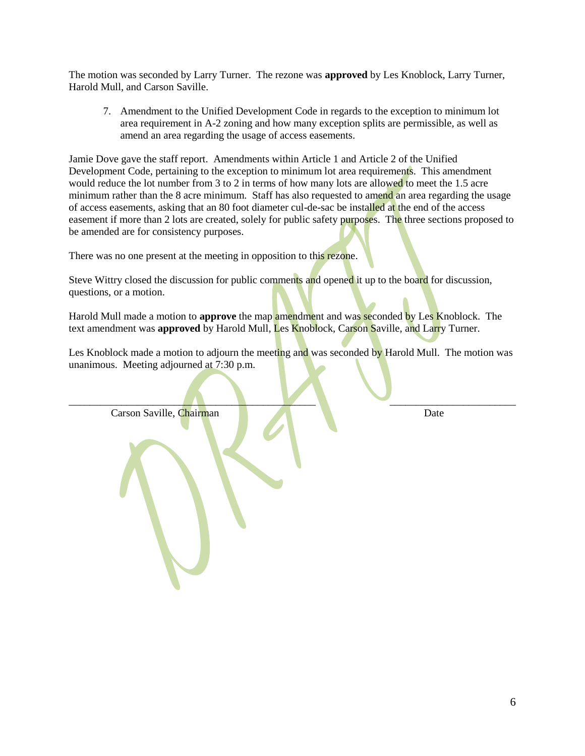The motion was seconded by Larry Turner. The rezone was **approved** by Les Knoblock, Larry Turner, Harold Mull, and Carson Saville.

7. Amendment to the Unified Development Code in regards to the exception to minimum lot area requirement in A-2 zoning and how many exception splits are permissible, as well as amend an area regarding the usage of access easements.

Jamie Dove gave the staff report. Amendments within Article 1 and Article 2 of the Unified Development Code, pertaining to the exception to minimum lot area requirements. This amendment would reduce the lot number from 3 to 2 in terms of how many lots are allowed to meet the 1.5 acre minimum rather than the 8 acre minimum. Staff has also requested to amend an area regarding the usage of access easements, asking that an 80 foot diameter cul-de-sac be installed at the end of the access easement if more than 2 lots are created, solely for public safety purposes. The three sections proposed to be amended are for consistency purposes.

There was no one present at the meeting in opposition to this rezone.

Steve Wittry closed the discussion for public comments and opened it up to the board for discussion, questions, or a motion.

Harold Mull made a motion to **approve** the map amendment and was seconded by Les Knoblock. The text amendment was **approved** by Harold Mull, Les Knoblock, Carson Saville, and Larry Turner.

Les Knoblock made a motion to adjourn the meeting and was seconded by Harold Mull. The motion was unanimous. Meeting adjourned at 7:30 p.m.

\_\_\_\_\_\_\_\_\_\_\_\_\_\_\_\_\_\_\_\_\_\_\_\_\_\_\_\_\_\_\_\_\_\_\_\_\_\_\_\_\_\_\_\_ \_\_\_\_\_\_\_\_\_\_\_\_\_\_\_\_\_\_\_\_\_\_\_

Carson Saville, Chairman Date